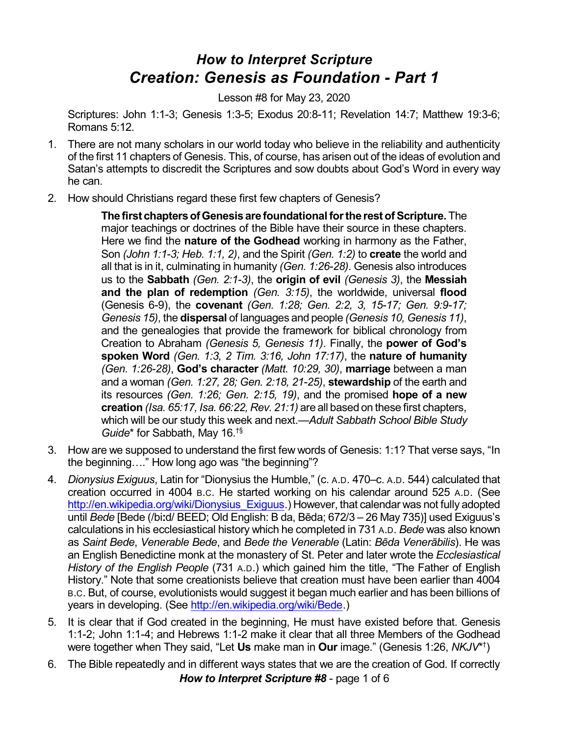# *How to Interpret Scripture*
# *Creation: Genesis as Foundation - Part 1*

Lesson #8 for May 23, 2020

Scriptures: John 1:1-3; Genesis 1:3-5; Exodus 20:8-11; Revelation 14:7; Matthew 19:3-6; Romans 5:12.

1. There are not many scholars in our world today who believe in the reliability and authenticity of the first 11 chapters of Genesis. This, of course, has arisen out of the ideas of evolution and Satan's attempts to discredit the Scriptures and sow doubts about God's Word in every way he can.

2. How should Christians regard these first few chapters of Genesis?

   > **The first chapters of Genesis are foundational for the rest of Scripture.** The major teachings or doctrines of the Bible have their source in these chapters. Here we find the **nature of the Godhead** working in harmony as the Father, Son *(John 1:1-3; Heb. 1:1, 2)*, and the Spirit *(Gen. 1:2)* to **create** the world and all that is in it, culminating in humanity *(Gen. 1:26-28)*. Genesis also introduces us to the **Sabbath** *(Gen. 2:1-3)*, the **origin of evil** *(Genesis 3)*, the **Messiah and the plan of redemption** *(Gen. 3:15)*, the worldwide, universal **flood** (Genesis 6-9), the **covenant** *(Gen. 1:28; Gen. 2:2, 3, 15-17; Gen. 9:9-17; Genesis 15)*, the **dispersal** of languages and people *(Genesis 10, Genesis 11)*, and the genealogies that provide the framework for biblical chronology from Creation to Abraham *(Genesis 5, Genesis 11)*. Finally, the **power of God's spoken Word** *(Gen. 1:3, 2 Tim. 3:16, John 17:17)*, the **nature of humanity** *(Gen. 1:26-28)*, **God's character** *(Matt. 10:29, 30)*, **marriage** between a man and a woman *(Gen. 1:27, 28; Gen. 2:18, 21-25)*, **stewardship** of the earth and its resources *(Gen. 1:26; Gen. 2:15, 19)*, and the promised **hope of a new creation** *(Isa. 65:17, Isa. 66:22, Rev. 21:1)* are all based on these first chapters, which will be our study this week and next.—*Adult Sabbath School Bible Study Guide** for Sabbath, May 16.†§

3. How are we supposed to understand the first few words of Genesis: 1:1? That verse says, "In the beginning…." How long ago was "the beginning"?

4. *Dionysius Exiguus*, Latin for "Dionysius the Humble," (c. A.D. 470–c. A.D. 544) calculated that creation occurred in 4004 B.C. He started working on his calendar around 525 A.D. (See http://en.wikipedia.org/wiki/Dionysius_Exiguus.) However, that calendar was not fully adopted until *Bede* [Bede (/biːd/ BEED; Old English: B da, Bēda; 672/3 – 26 May 735)] used Exiguus's calculations in his ecclesiastical history which he completed in 731 A.D. *Bede* was also known as *Saint Bede*, *Venerable Bede*, and *Bede the Venerable* (Latin: *Bēda Venerābilis*). He was an English Benedictine monk at the monastery of St. Peter and later wrote the *Ecclesiastical History of the English People* (731 A.D.) which gained him the title, "The Father of English History." Note that some creationists believe that creation must have been earlier than 4004 B.C. But, of course, evolutionists would suggest it began much earlier and has been billions of years in developing. (See http://en.wikipedia.org/wiki/Bede.)

5. It is clear that if God created in the beginning, He must have existed before that. Genesis 1:1-2; John 1:1-4; and Hebrews 1:1-2 make it clear that all three Members of the Godhead were together when They said, "Let **Us** make man in **Our** image." (Genesis 1:26, *NKJV*\*†)

6. The Bible repeatedly and in different ways states that we are the creation of God. If correctly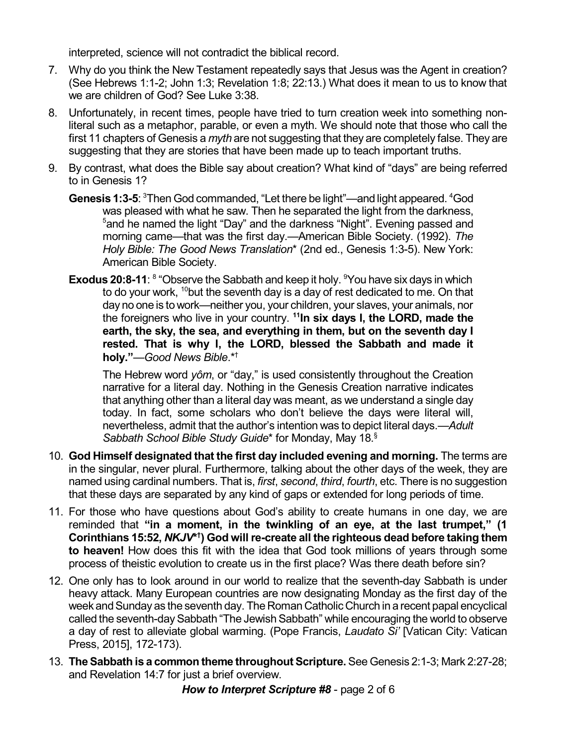interpreted, science will not contradict the biblical record.

7. Why do you think the New Testament repeatedly says that Jesus was the Agent in creation? (See Hebrews 1:1-2; John 1:3; Revelation 1:8; 22:13.) What does it mean to us to know that we are children of God? See Luke 3:38.
8. Unfortunately, in recent times, people have tried to turn creation week into something non-literal such as a metaphor, parable, or even a myth. We should note that those who call the first 11 chapters of Genesis a *myth* are not suggesting that they are completely false. They are suggesting that they are stories that have been made up to teach important truths.
9. By contrast, what does the Bible say about creation? What kind of "days" are being referred to in Genesis 1?

   **Genesis 1:3-5**: [3]Then God commanded, "Let there be light"—and light appeared. [4]God was pleased with what he saw. Then he separated the light from the darkness, [5]and he named the light "Day" and the darkness "Night". Evening passed and morning came—that was the first day.—American Bible Society. (1992). *The Holy Bible: The Good News Translation*\* (2nd ed., Genesis 1:3-5). New York: American Bible Society.

   **Exodus 20:8-11**: [8] "Observe the Sabbath and keep it holy. [9]You have six days in which to do your work, [10]but the seventh day is a day of rest dedicated to me. On that day no one is to work—neither you, your children, your slaves, your animals, nor the foreigners who live in your country. **[11]In six days I, the LORD, made the earth, the sky, the sea, and everything in them, but on the seventh day I rested. That is why I, the LORD, blessed the Sabbath and made it holy."**—*Good News Bible*.\*†

   The Hebrew word *yôm*, or "day," is used consistently throughout the Creation narrative for a literal day. Nothing in the Genesis Creation narrative indicates that anything other than a literal day was meant, as we understand a single day today. In fact, some scholars who don't believe the days were literal will, nevertheless, admit that the author's intention was to depict literal days.—*Adult Sabbath School Bible Study Guide*\* for Monday, May 18.§

10. **God Himself designated that the first day included evening and morning.** The terms are in the singular, never plural. Furthermore, talking about the other days of the week, they are named using cardinal numbers. That is, *first*, *second*, *third*, *fourth*, etc. There is no suggestion that these days are separated by any kind of gaps or extended for long periods of time.
11. For those who have questions about God's ability to create humans in one day, we are reminded that **"in a moment, in the twinkling of an eye, at the last trumpet," (1 Corinthians 15:52, *NKJV*\*†) God will re-create all the righteous dead before taking them to heaven!** How does this fit with the idea that God took millions of years through some process of theistic evolution to create us in the first place? Was there death before sin?
12. One only has to look around in our world to realize that the seventh-day Sabbath is under heavy attack. Many European countries are now designating Monday as the first day of the week and Sunday as the seventh day. The Roman Catholic Church in a recent papal encyclical called the seventh-day Sabbath "The Jewish Sabbath" while encouraging the world to observe a day of rest to alleviate global warming. (Pope Francis, *Laudato Si'* [Vatican City: Vatican Press, 2015], 172-173).
13. **The Sabbath is a common theme throughout Scripture.** See Genesis 2:1-3; Mark 2:27-28; and Revelation 14:7 for just a brief overview.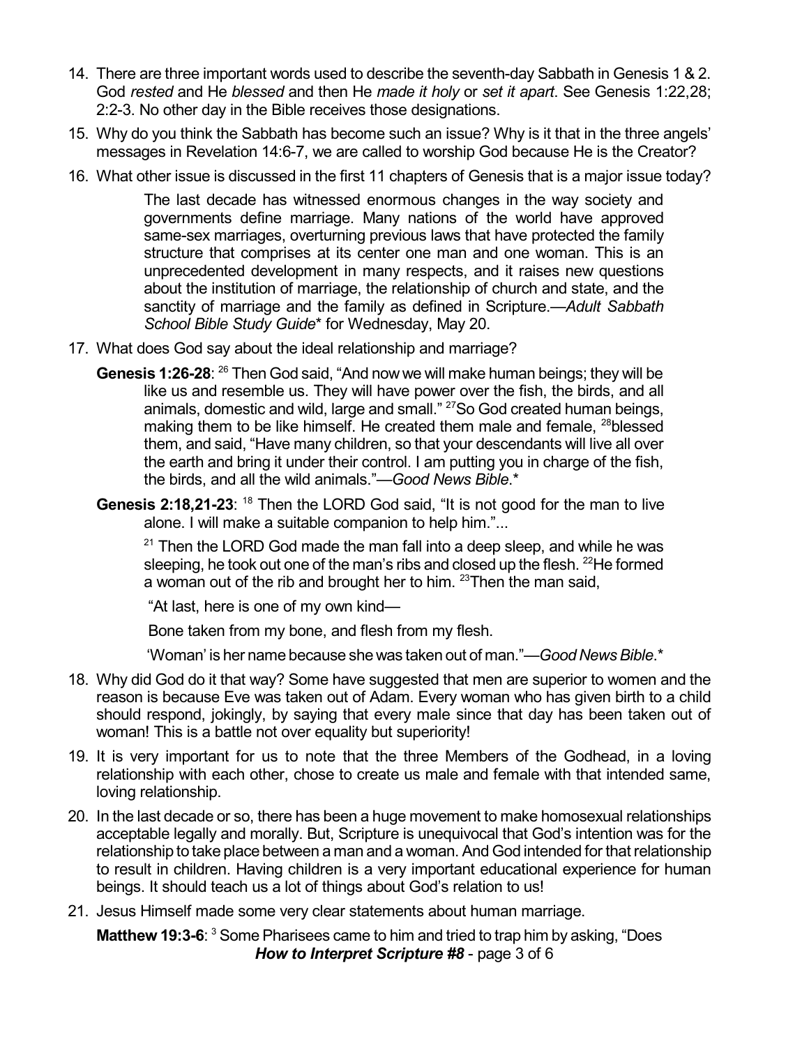14. There are three important words used to describe the seventh-day Sabbath in Genesis 1 & 2. God *rested* and He *blessed* and then He *made it holy* or *set it apart*. See Genesis 1:22,28; 2:2-3. No other day in the Bible receives those designations.

15. Why do you think the Sabbath has become such an issue? Why is it that in the three angels' messages in Revelation 14:6-7, we are called to worship God because He is the Creator?

16. What other issue is discussed in the first 11 chapters of Genesis that is a major issue today?

    > The last decade has witnessed enormous changes in the way society and governments define marriage. Many nations of the world have approved same-sex marriages, overturning previous laws that have protected the family structure that comprises at its center one man and one woman. This is an unprecedented development in many respects, and it raises new questions about the institution of marriage, the relationship of church and state, and the sanctity of marriage and the family as defined in Scripture.—*Adult Sabbath School Bible Study Guide*\* for Wednesday, May 20.

17. What does God say about the ideal relationship and marriage?

    **Genesis 1:26-28**: [26] Then God said, "And now we will make human beings; they will be like us and resemble us. They will have power over the fish, the birds, and all animals, domestic and wild, large and small." [27] So God created human beings, making them to be like himself. He created them male and female, [28] blessed them, and said, "Have many children, so that your descendants will live all over the earth and bring it under their control. I am putting you in charge of the fish, the birds, and all the wild animals."—*Good News Bible*.\*

    **Genesis 2:18,21-23**: [18] Then the LORD God said, "It is not good for the man to live alone. I will make a suitable companion to help him."...

    [21] Then the LORD God made the man fall into a deep sleep, and while he was sleeping, he took out one of the man's ribs and closed up the flesh. [22] He formed a woman out of the rib and brought her to him. [23] Then the man said,

    "At last, here is one of my own kind—

    Bone taken from my bone, and flesh from my flesh.

    'Woman' is her name because she was taken out of man."—*Good News Bible*.\*

18. Why did God do it that way? Some have suggested that men are superior to women and the reason is because Eve was taken out of Adam. Every woman who has given birth to a child should respond, jokingly, by saying that every male since that day has been taken out of woman! This is a battle not over equality but superiority!

19. It is very important for us to note that the three Members of the Godhead, in a loving relationship with each other, chose to create us male and female with that intended same, loving relationship.

20. In the last decade or so, there has been a huge movement to make homosexual relationships acceptable legally and morally. But, Scripture is unequivocal that God's intention was for the relationship to take place between a man and a woman. And God intended for that relationship to result in children. Having children is a very important educational experience for human beings. It should teach us a lot of things about God's relation to us!

21. Jesus Himself made some very clear statements about human marriage.

    **Matthew 19:3-6**: [3] Some Pharisees came to him and tried to trap him by asking, "Does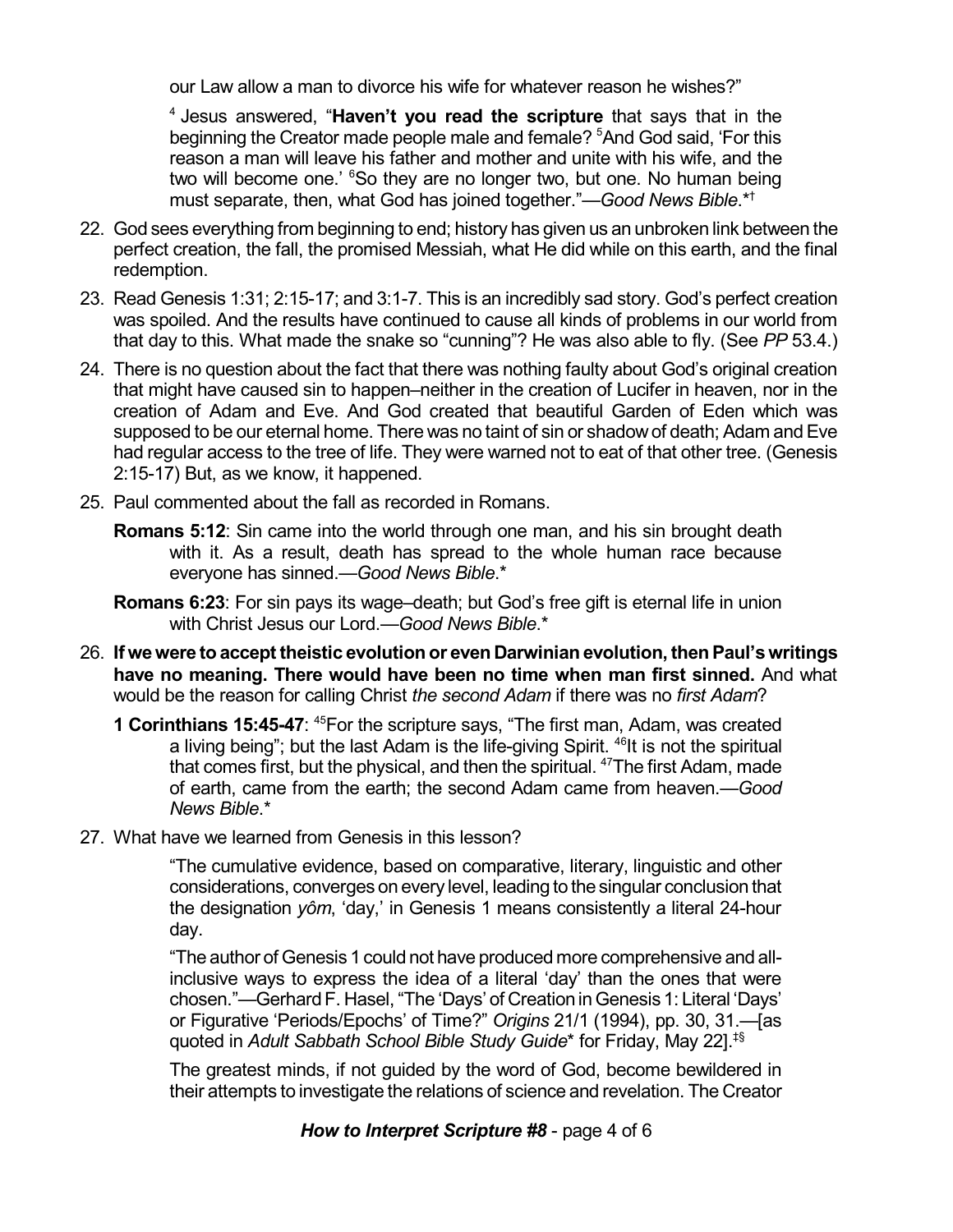our Law allow a man to divorce his wife for whatever reason he wishes?"

[4] Jesus answered, "**Haven't you read the scripture** that says that in the beginning the Creator made people male and female? [5]And God said, 'For this reason a man will leave his father and mother and unite with his wife, and the two will become one.' [6]So they are no longer two, but one. No human being must separate, then, what God has joined together."—*Good News Bible*.*†

22. God sees everything from beginning to end; history has given us an unbroken link between the perfect creation, the fall, the promised Messiah, what He did while on this earth, and the final redemption.

23. Read Genesis 1:31; 2:15-17; and 3:1-7. This is an incredibly sad story. God's perfect creation was spoiled. And the results have continued to cause all kinds of problems in our world from that day to this. What made the snake so "cunning"? He was also able to fly. (See *PP* 53.4.)

24. There is no question about the fact that there was nothing faulty about God's original creation that might have caused sin to happen–neither in the creation of Lucifer in heaven, nor in the creation of Adam and Eve. And God created that beautiful Garden of Eden which was supposed to be our eternal home. There was no taint of sin or shadow of death; Adam and Eve had regular access to the tree of life. They were warned not to eat of that other tree. (Genesis 2:15-17) But, as we know, it happened.

25. Paul commented about the fall as recorded in Romans.

    **Romans 5:12**: Sin came into the world through one man, and his sin brought death with it. As a result, death has spread to the whole human race because everyone has sinned.—*Good News Bible*.*

    **Romans 6:23**: For sin pays its wage–death; but God's free gift is eternal life in union with Christ Jesus our Lord.—*Good News Bible*.*

26. **If we were to accept theistic evolution or even Darwinian evolution, then Paul's writings have no meaning. There would have been no time when man first sinned.** And what would be the reason for calling Christ *the second Adam* if there was no *first Adam*?

    **1 Corinthians 15:45-47**: [45]For the scripture says, "The first man, Adam, was created a living being"; but the last Adam is the life-giving Spirit. [46]It is not the spiritual that comes first, but the physical, and then the spiritual. [47]The first Adam, made of earth, came from the earth; the second Adam came from heaven.—*Good News Bible*.*

27. What have we learned from Genesis in this lesson?

    "The cumulative evidence, based on comparative, literary, linguistic and other considerations, converges on every level, leading to the singular conclusion that the designation *yôm*, 'day,' in Genesis 1 means consistently a literal 24-hour day.

    "The author of Genesis 1 could not have produced more comprehensive and all-inclusive ways to express the idea of a literal 'day' than the ones that were chosen."—Gerhard F. Hasel, "The 'Days' of Creation in Genesis 1: Literal 'Days' or Figurative 'Periods/Epochs' of Time?" *Origins* 21/1 (1994), pp. 30, 31.—[as quoted in *Adult Sabbath School Bible Study Guide** for Friday, May 22].‡§

    The greatest minds, if not guided by the word of God, become bewildered in their attempts to investigate the relations of science and revelation. The Creator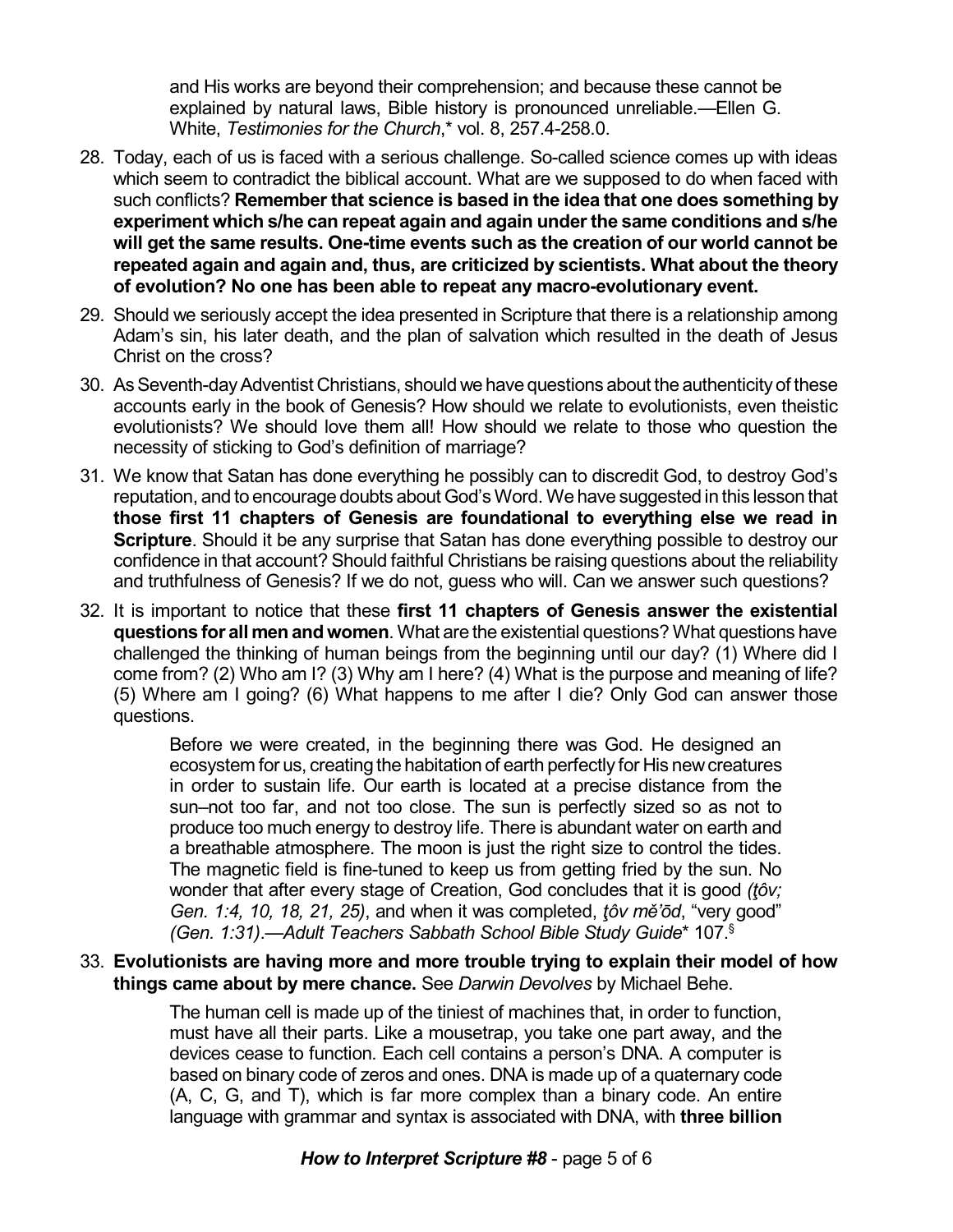> and His works are beyond their comprehension; and because these cannot be explained by natural laws, Bible history is pronounced unreliable.—Ellen G. White, *Testimonies for the Church*,* vol. 8, 257.4-258.0.

28. Today, each of us is faced with a serious challenge. So-called science comes up with ideas which seem to contradict the biblical account. What are we supposed to do when faced with such conflicts? **Remember that science is based in the idea that one does something by experiment which s/he can repeat again and again under the same conditions and s/he will get the same results. One-time events such as the creation of our world cannot be repeated again and again and, thus, are criticized by scientists. What about the theory of evolution? No one has been able to repeat any macro-evolutionary event.**

29. Should we seriously accept the idea presented in Scripture that there is a relationship among Adam's sin, his later death, and the plan of salvation which resulted in the death of Jesus Christ on the cross?

30. As Seventh-day Adventist Christians, should we have questions about the authenticity of these accounts early in the book of Genesis? How should we relate to evolutionists, even theistic evolutionists? We should love them all! How should we relate to those who question the necessity of sticking to God's definition of marriage?

31. We know that Satan has done everything he possibly can to discredit God, to destroy God's reputation, and to encourage doubts about God's Word. We have suggested in this lesson that **those first 11 chapters of Genesis are foundational to everything else we read in Scripture**. Should it be any surprise that Satan has done everything possible to destroy our confidence in that account? Should faithful Christians be raising questions about the reliability and truthfulness of Genesis? If we do not, guess who will. Can we answer such questions?

32. It is important to notice that these **first 11 chapters of Genesis answer the existential questions for all men and women**. What are the existential questions? What questions have challenged the thinking of human beings from the beginning until our day? (1) Where did I come from? (2) Who am I? (3) Why am I here? (4) What is the purpose and meaning of life? (5) Where am I going? (6) What happens to me after I die? Only God can answer those questions.

> Before we were created, in the beginning there was God. He designed an ecosystem for us, creating the habitation of earth perfectly for His new creatures in order to sustain life. Our earth is located at a precise distance from the sun–not too far, and not too close. The sun is perfectly sized so as not to produce too much energy to destroy life. There is abundant water on earth and a breathable atmosphere. The moon is just the right size to control the tides. The magnetic field is fine-tuned to keep us from getting fried by the sun. No wonder that after every stage of Creation, God concludes that it is good *(ţôv; Gen. 1:4, 10, 18, 21, 25)*, and when it was completed, *ţôv mĕ'ōd*, "very good" *(Gen. 1:31)*.—*Adult Teachers Sabbath School Bible Study Guide** 107.§

33. **Evolutionists are having more and more trouble trying to explain their model of how things came about by mere chance.** See *Darwin Devolves* by Michael Behe.

> The human cell is made up of the tiniest of machines that, in order to function, must have all their parts. Like a mousetrap, you take one part away, and the devices cease to function. Each cell contains a person's DNA. A computer is based on binary code of zeros and ones. DNA is made up of a quaternary code (A, C, G, and T), which is far more complex than a binary code. An entire language with grammar and syntax is associated with DNA, with **three billion**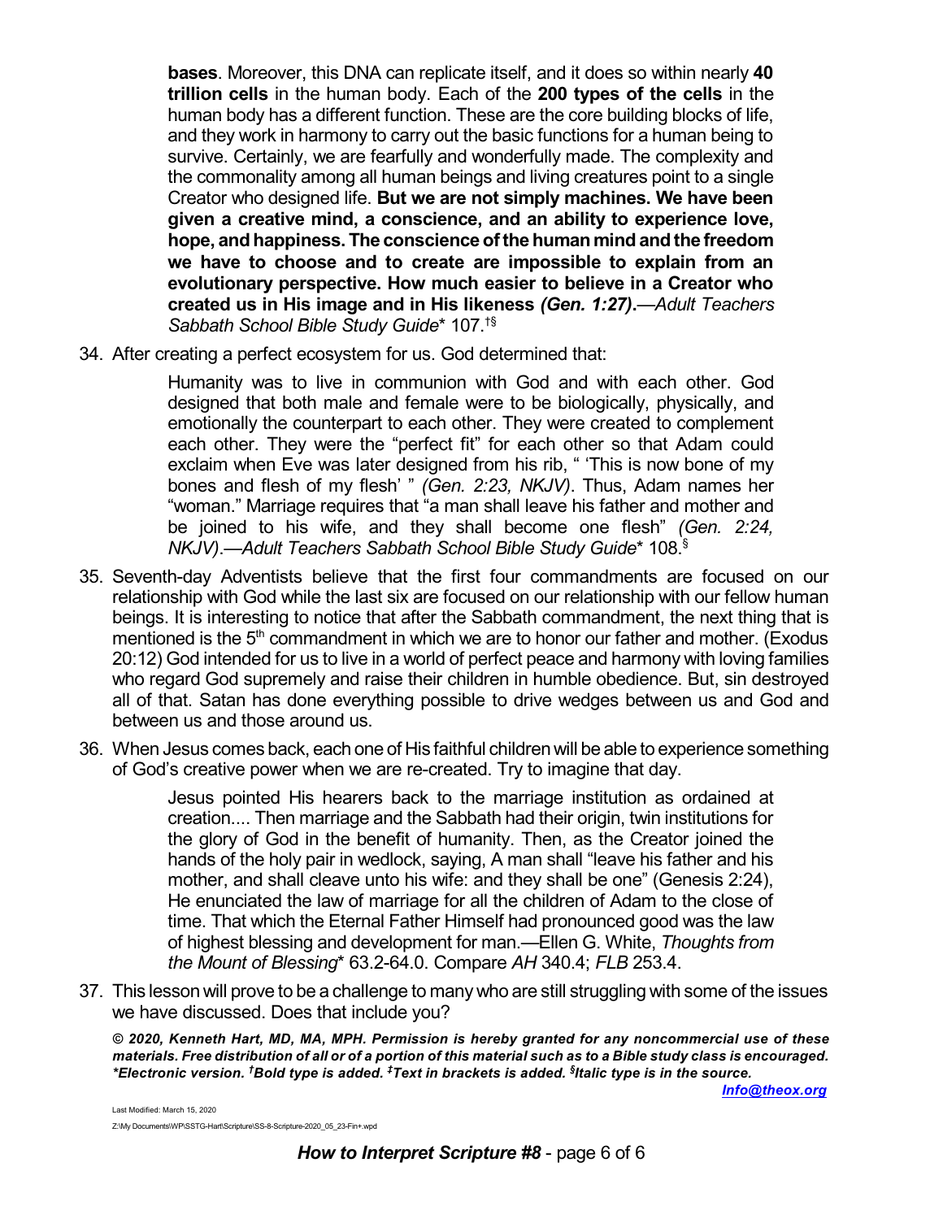**bases**. Moreover, this DNA can replicate itself, and it does so within nearly **40 trillion cells** in the human body. Each of the **200 types of the cells** in the human body has a different function. These are the core building blocks of life, and they work in harmony to carry out the basic functions for a human being to survive. Certainly, we are fearfully and wonderfully made. The complexity and the commonality among all human beings and living creatures point to a single Creator who designed life. **But we are not simply machines. We have been given a creative mind, a conscience, and an ability to experience love, hope, and happiness. The conscience of the human mind and the freedom we have to choose and to create are impossible to explain from an evolutionary perspective. How much easier to believe in a Creator who created us in His image and in His likeness *(Gen. 1:27)*.**—*Adult Teachers Sabbath School Bible Study Guide** 107.[†§]

34. After creating a perfect ecosystem for us. God determined that:

    > Humanity was to live in communion with God and with each other. God designed that both male and female were to be biologically, physically, and emotionally the counterpart to each other. They were created to complement each other. They were the "perfect fit" for each other so that Adam could exclaim when Eve was later designed from his rib, " 'This is now bone of my bones and flesh of my flesh' " *(Gen. 2:23, NKJV)*. Thus, Adam names her "woman." Marriage requires that "a man shall leave his father and mother and be joined to his wife, and they shall become one flesh" *(Gen. 2:24, NKJV)*.—*Adult Teachers Sabbath School Bible Study Guide** 108.[§]

35. Seventh-day Adventists believe that the first four commandments are focused on our relationship with God while the last six are focused on our relationship with our fellow human beings. It is interesting to notice that after the Sabbath commandment, the next thing that is mentioned is the 5th commandment in which we are to honor our father and mother. (Exodus 20:12) God intended for us to live in a world of perfect peace and harmony with loving families who regard God supremely and raise their children in humble obedience. But, sin destroyed all of that. Satan has done everything possible to drive wedges between us and God and between us and those around us.

36. When Jesus comes back, each one of His faithful children will be able to experience something of God's creative power when we are re-created. Try to imagine that day.

    > Jesus pointed His hearers back to the marriage institution as ordained at creation.... Then marriage and the Sabbath had their origin, twin institutions for the glory of God in the benefit of humanity. Then, as the Creator joined the hands of the holy pair in wedlock, saying, A man shall "leave his father and his mother, and shall cleave unto his wife: and they shall be one" (Genesis 2:24), He enunciated the law of marriage for all the children of Adam to the close of time. That which the Eternal Father Himself had pronounced good was the law of highest blessing and development for man.—Ellen G. White, *Thoughts from the Mount of Blessing** 63.2-64.0. Compare *AH* 340.4; *FLB* 253.4.

37. This lesson will prove to be a challenge to many who are still struggling with some of the issues we have discussed. Does that include you?

***© 2020, Kenneth Hart, MD, MA, MPH. Permission is hereby granted for any noncommercial use of these materials. Free distribution of all or of a portion of this material such as to a Bible study class is encouraged. *Electronic version. †Bold type is added. ‡Text in brackets is added. §Italic type is in the source.***

***Info@theox.org***

Last Modified: March 15, 2020

Z:\My Documents\WP\SSTG-Hart\Scripture\SS-8-Scripture-2020_05_23-Fin+.wpd